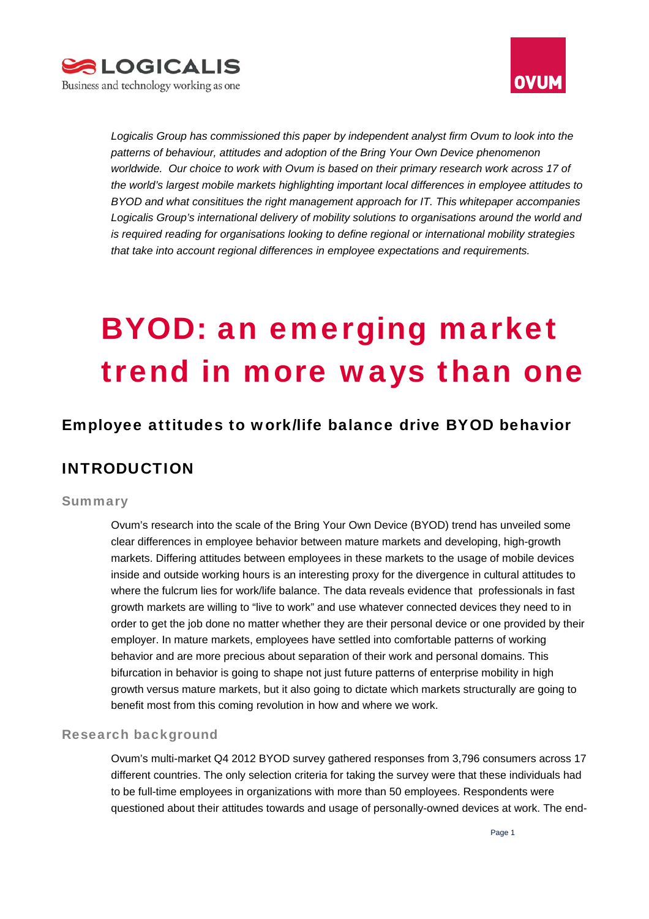LOGICALIS
Business and technology working as one

OVUM

*Logicalis Group has commissioned this paper by independent analyst firm Ovum to look into the patterns of behaviour, attitudes and adoption of the Bring Your Own Device phenomenon worldwide. Our choice to work with Ovum is based on their primary research work across 17 of the world's largest mobile markets highlighting important local differences in employee attitudes to BYOD and what consititues the right management approach for IT. This whitepaper accompanies Logicalis Group's international delivery of mobility solutions to organisations around the world and is required reading for organisations looking to define regional or international mobility strategies that take into account regional differences in employee expectations and requirements.*

# BYOD: an emerging market trend in more ways than one

## Employee attitudes to work/life balance drive BYOD behavior

## INTRODUCTION

### Summary

Ovum's research into the scale of the Bring Your Own Device (BYOD) trend has unveiled some clear differences in employee behavior between mature markets and developing, high-growth markets. Differing attitudes between employees in these markets to the usage of mobile devices inside and outside working hours is an interesting proxy for the divergence in cultural attitudes to where the fulcrum lies for work/life balance. The data reveals evidence that professionals in fast growth markets are willing to "live to work" and use whatever connected devices they need to in order to get the job done no matter whether they are their personal device or one provided by their employer. In mature markets, employees have settled into comfortable patterns of working behavior and are more precious about separation of their work and personal domains. This bifurcation in behavior is going to shape not just future patterns of enterprise mobility in high growth versus mature markets, but it also going to dictate which markets structurally are going to benefit most from this coming revolution in how and where we work.

### Research background

Ovum's multi-market Q4 2012 BYOD survey gathered responses from 3,796 consumers across 17 different countries. The only selection criteria for taking the survey were that these individuals had to be full-time employees in organizations with more than 50 employees. Respondents were questioned about their attitudes towards and usage of personally-owned devices at work. The end-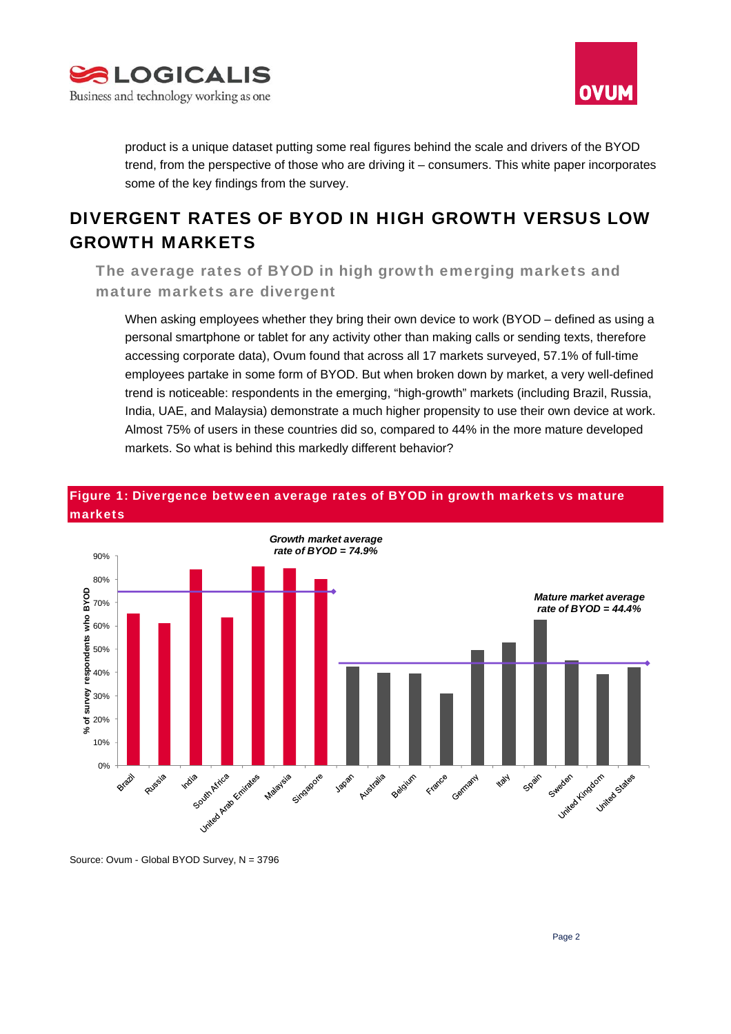product is a unique dataset putting some real figures behind the scale and drivers of the BYOD trend, from the perspective of those who are driving it – consumers. This white paper incorporates some of the key findings from the survey.

## DIVERGENT RATES OF BYOD IN HIGH GROWTH VERSUS LOW GROWTH MARKETS

### The average rates of BYOD in high growth emerging markets and mature markets are divergent

When asking employees whether they bring their own device to work (BYOD – defined as using a personal smartphone or tablet for any activity other than making calls or sending texts, therefore accessing corporate data), Ovum found that across all 17 markets surveyed, 57.1% of full-time employees partake in some form of BYOD. But when broken down by market, a very well-defined trend is noticeable: respondents in the emerging, "high-growth" markets (including Brazil, Russia, India, UAE, and Malaysia) demonstrate a much higher propensity to use their own device at work. Almost 75% of users in these countries did so, compared to 44% in the more mature developed markets. So what is behind this markedly different behavior?

**Figure 1: Divergence between average rates of BYOD in growth markets vs mature markets**

*Growth market average rate of BYOD = 74.9%*

*Mature market average rate of BYOD = 44.4%*

% of survey respondents who BYOD

0%, 10%, 20%, 30%, 40%, 50%, 60%, 70%, 80%, 90%

Brazil, Russia, India, South Africa, United Arab Emirates, Malaysia, Singapore, Japan, Australia, Belgium, France, Germany, Italy, Spain, Sweden, United Kingdom, United States

Source: Ovum - Global BYOD Survey, N = 3796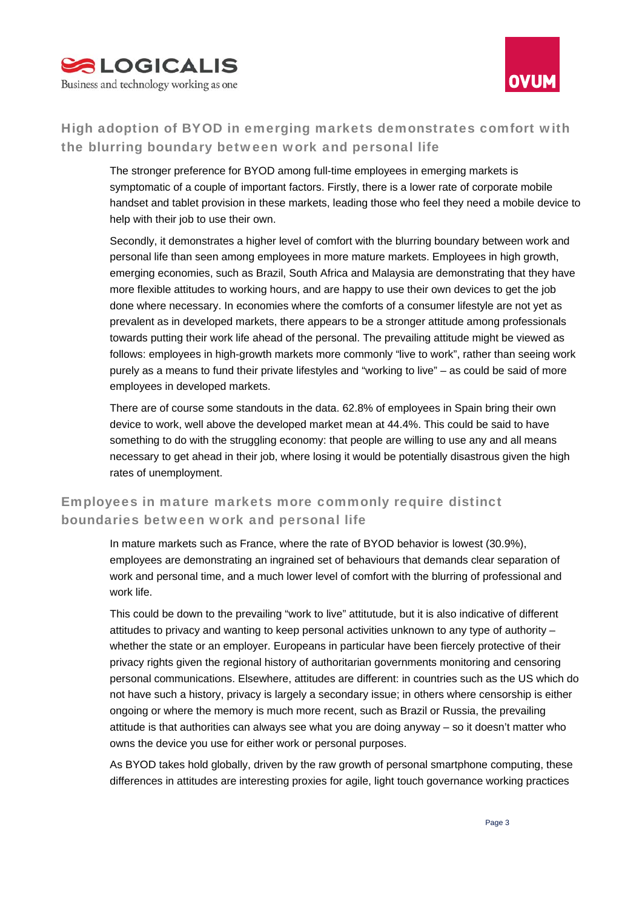## High adoption of BYOD in emerging markets demonstrates comfort with the blurring boundary between work and personal life

The stronger preference for BYOD among full-time employees in emerging markets is symptomatic of a couple of important factors. Firstly, there is a lower rate of corporate mobile handset and tablet provision in these markets, leading those who feel they need a mobile device to help with their job to use their own.

Secondly, it demonstrates a higher level of comfort with the blurring boundary between work and personal life than seen among employees in more mature markets. Employees in high growth, emerging economies, such as Brazil, South Africa and Malaysia are demonstrating that they have more flexible attitudes to working hours, and are happy to use their own devices to get the job done where necessary. In economies where the comforts of a consumer lifestyle are not yet as prevalent as in developed markets, there appears to be a stronger attitude among professionals towards putting their work life ahead of the personal. The prevailing attitude might be viewed as follows: employees in high-growth markets more commonly "live to work", rather than seeing work purely as a means to fund their private lifestyles and "working to live" – as could be said of more employees in developed markets.

There are of course some standouts in the data. 62.8% of employees in Spain bring their own device to work, well above the developed market mean at 44.4%. This could be said to have something to do with the struggling economy: that people are willing to use any and all means necessary to get ahead in their job, where losing it would be potentially disastrous given the high rates of unemployment.

## Employees in mature markets more commonly require distinct boundaries between work and personal life

In mature markets such as France, where the rate of BYOD behavior is lowest (30.9%), employees are demonstrating an ingrained set of behaviours that demands clear separation of work and personal time, and a much lower level of comfort with the blurring of professional and work life.

This could be down to the prevailing "work to live" attitude, but it is also indicative of different attitudes to privacy and wanting to keep personal activities unknown to any type of authority – whether the state or an employer. Europeans in particular have been fiercely protective of their privacy rights given the regional history of authoritarian governments monitoring and censoring personal communications. Elsewhere, attitudes are different: in countries such as the US which do not have such a history, privacy is largely a secondary issue; in others where censorship is either ongoing or where the memory is much more recent, such as Brazil or Russia, the prevailing attitude is that authorities can always see what you are doing anyway – so it doesn't matter who owns the device you use for either work or personal purposes.

As BYOD takes hold globally, driven by the raw growth of personal smartphone computing, these differences in attitudes are interesting proxies for agile, light touch governance working practices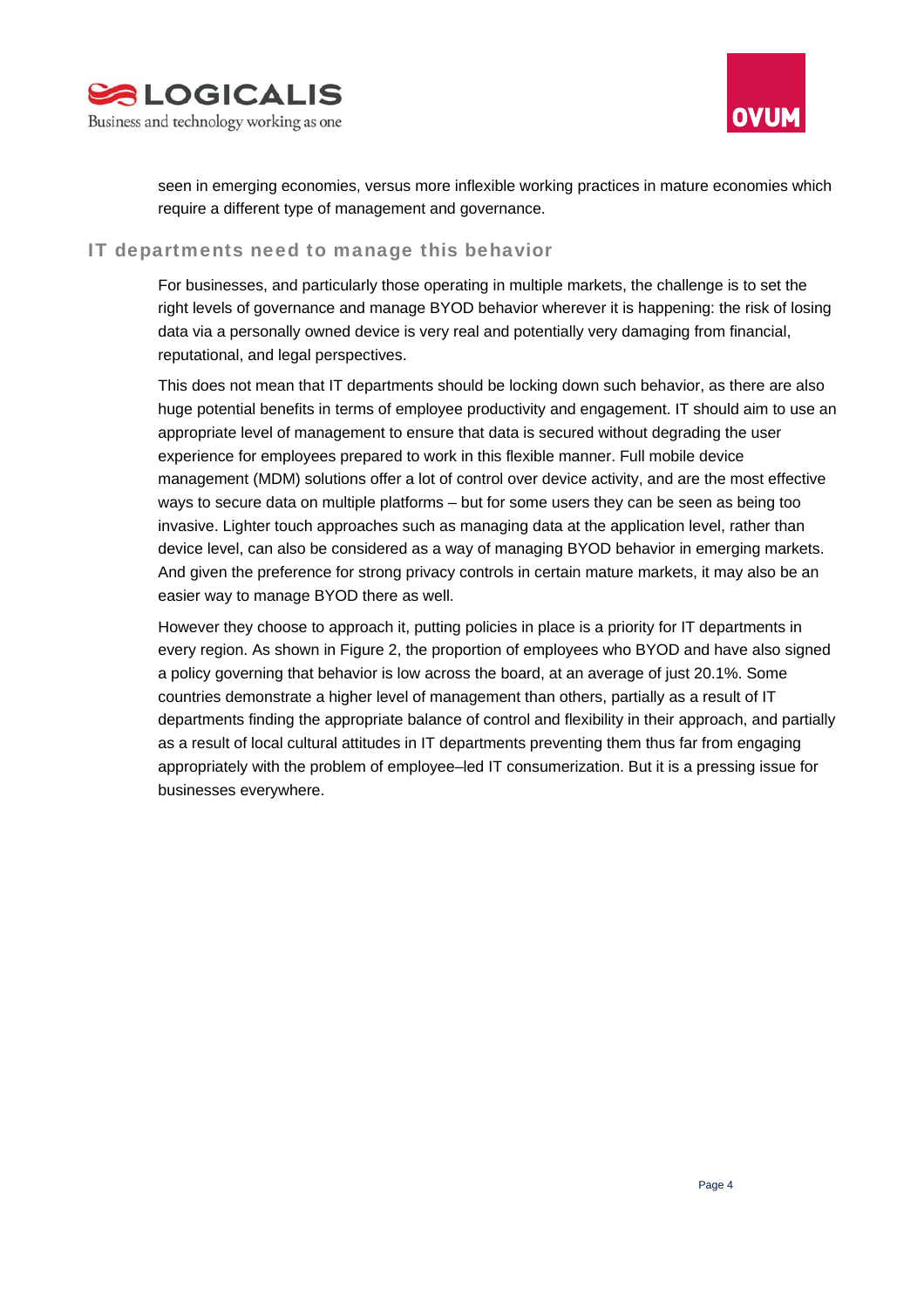seen in emerging economies, versus more inflexible working practices in mature economies which require a different type of management and governance.

## IT departments need to manage this behavior

For businesses, and particularly those operating in multiple markets, the challenge is to set the right levels of governance and manage BYOD behavior wherever it is happening: the risk of losing data via a personally owned device is very real and potentially very damaging from financial, reputational, and legal perspectives.

This does not mean that IT departments should be locking down such behavior, as there are also huge potential benefits in terms of employee productivity and engagement. IT should aim to use an appropriate level of management to ensure that data is secured without degrading the user experience for employees prepared to work in this flexible manner. Full mobile device management (MDM) solutions offer a lot of control over device activity, and are the most effective ways to secure data on multiple platforms – but for some users they can be seen as being too invasive. Lighter touch approaches such as managing data at the application level, rather than device level, can also be considered as a way of managing BYOD behavior in emerging markets. And given the preference for strong privacy controls in certain mature markets, it may also be an easier way to manage BYOD there as well.

However they choose to approach it, putting policies in place is a priority for IT departments in every region. As shown in Figure 2, the proportion of employees who BYOD and have also signed a policy governing that behavior is low across the board, at an average of just 20.1%. Some countries demonstrate a higher level of management than others, partially as a result of IT departments finding the appropriate balance of control and flexibility in their approach, and partially as a result of local cultural attitudes in IT departments preventing them thus far from engaging appropriately with the problem of employee–led IT consumerization. But it is a pressing issue for businesses everywhere.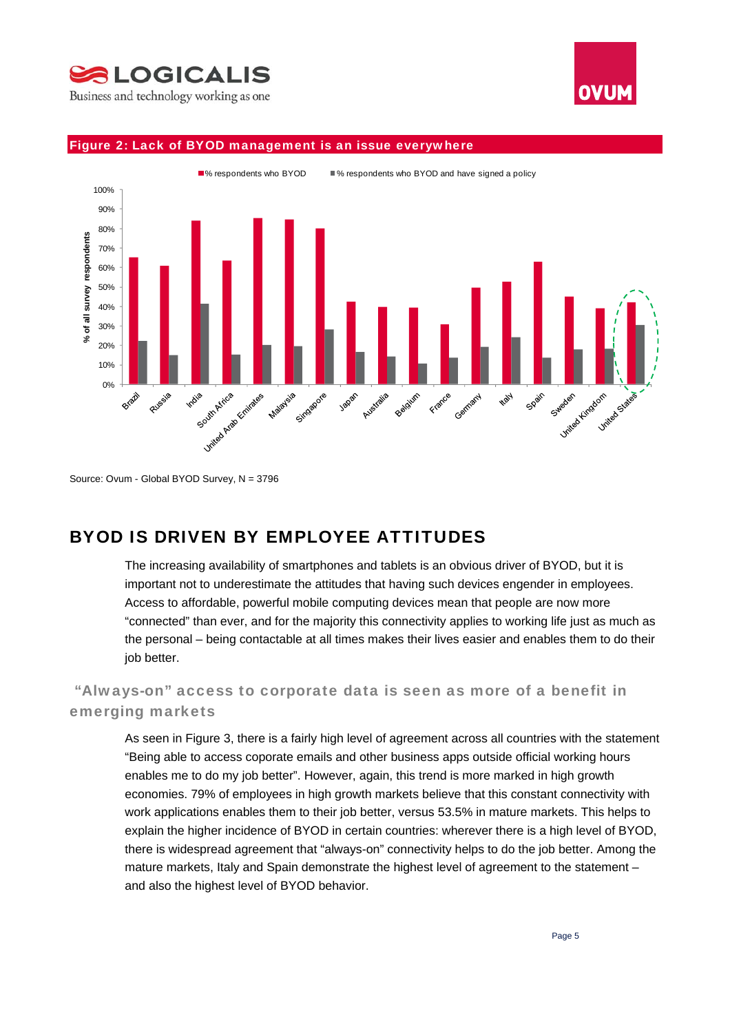**Figure 2: Lack of BYOD management is an issue everywhere**

% respondents who BYOD
% respondents who BYOD and have signed a policy

% of all survey respondents

100%
90%
80%
70%
60%
50%
40%
30%
20%
10%
0%

Brazil
Russia
India
South Africa
United Arab Emirates
Malaysia
Singapore
Japan
Australia
Belgium
France
Germany
Italy
Spain
Sweden
United Kingdom
United States

Source: Ovum - Global BYOD Survey, N = 3796

## BYOD IS DRIVEN BY EMPLOYEE ATTITUDES

The increasing availability of smartphones and tablets is an obvious driver of BYOD, but it is important not to underestimate the attitudes that having such devices engender in employees. Access to affordable, powerful mobile computing devices mean that people are now more "connected" than ever, and for the majority this connectivity applies to working life just as much as the personal – being contactable at all times makes their lives easier and enables them to do their job better.

### "Always-on" access to corporate data is seen as more of a benefit in emerging markets

As seen in Figure 3, there is a fairly high level of agreement across all countries with the statement "Being able to access coporate emails and other business apps outside official working hours enables me to do my job better". However, again, this trend is more marked in high growth economies. 79% of employees in high growth markets believe that this constant connectivity with work applications enables them to their job better, versus 53.5% in mature markets. This helps to explain the higher incidence of BYOD in certain countries: wherever there is a high level of BYOD, there is widespread agreement that "always-on" connectivity helps to do the job better. Among the mature markets, Italy and Spain demonstrate the highest level of agreement to the statement – and also the highest level of BYOD behavior.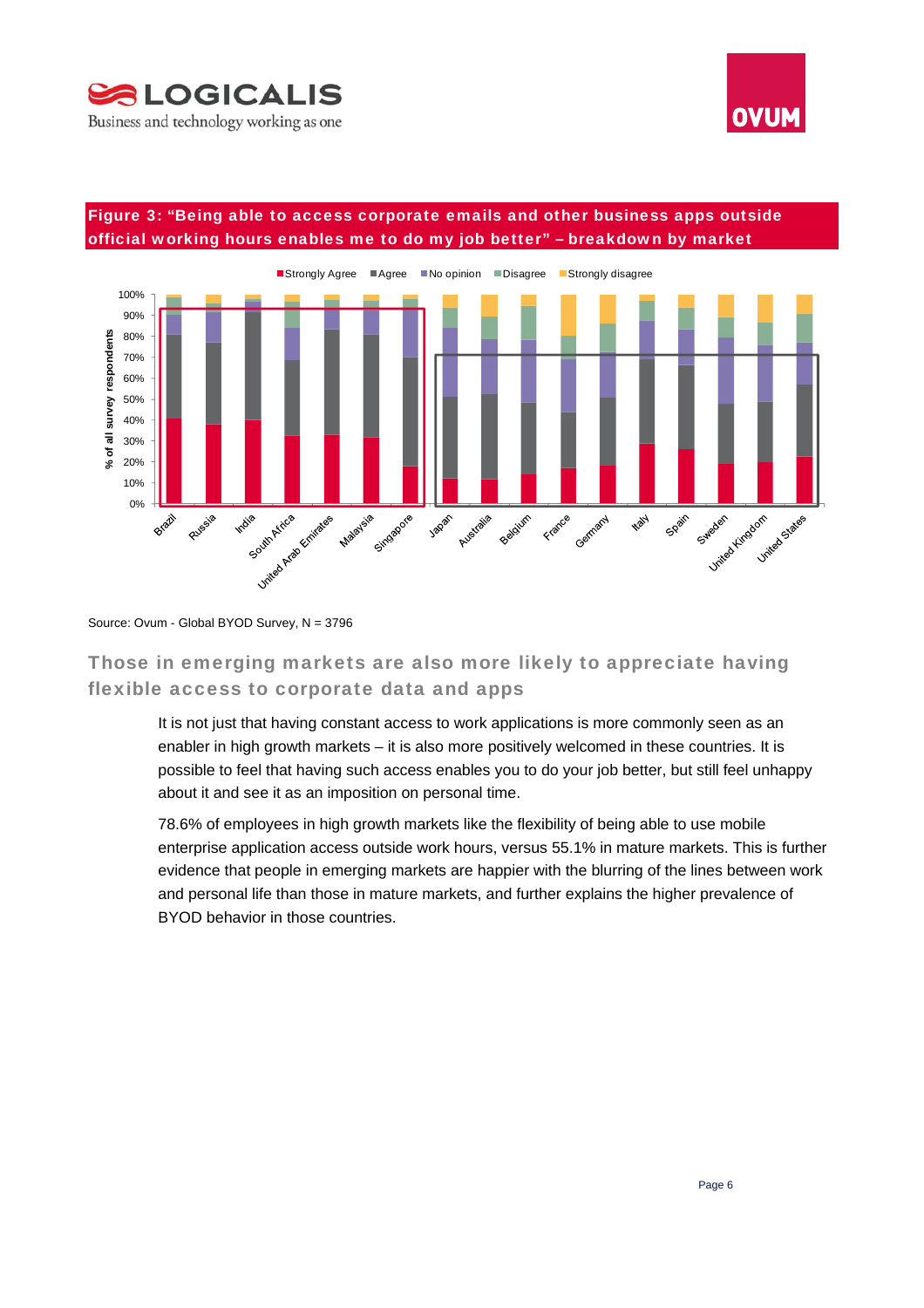**Figure 3: "Being able to access corporate emails and other business apps outside official working hours enables me to do my job better" – breakdown by market**

Strongly Agree
Agree
No opinion
Disagree
Strongly disagree

% of all survey respondents

100%
90%
80%
70%
60%
50%
40%
30%
20%
10%
0%

Brazil
Russia
India
South Africa
United Arab Emirates
Malaysia
Singapore
Japan
Australia
Belgium
France
Germany
Italy
Spain
Sweden
United Kingdom
United States

Source: Ovum - Global BYOD Survey, N = 3796

## Those in emerging markets are also more likely to appreciate having flexible access to corporate data and apps

It is not just that having constant access to work applications is more commonly seen as an enabler in high growth markets – it is also more positively welcomed in these countries. It is possible to feel that having such access enables you to do your job better, but still feel unhappy about it and see it as an imposition on personal time.

78.6% of employees in high growth markets like the flexibility of being able to use mobile enterprise application access outside work hours, versus 55.1% in mature markets. This is further evidence that people in emerging markets are happier with the blurring of the lines between work and personal life than those in mature markets, and further explains the higher prevalence of BYOD behavior in those countries.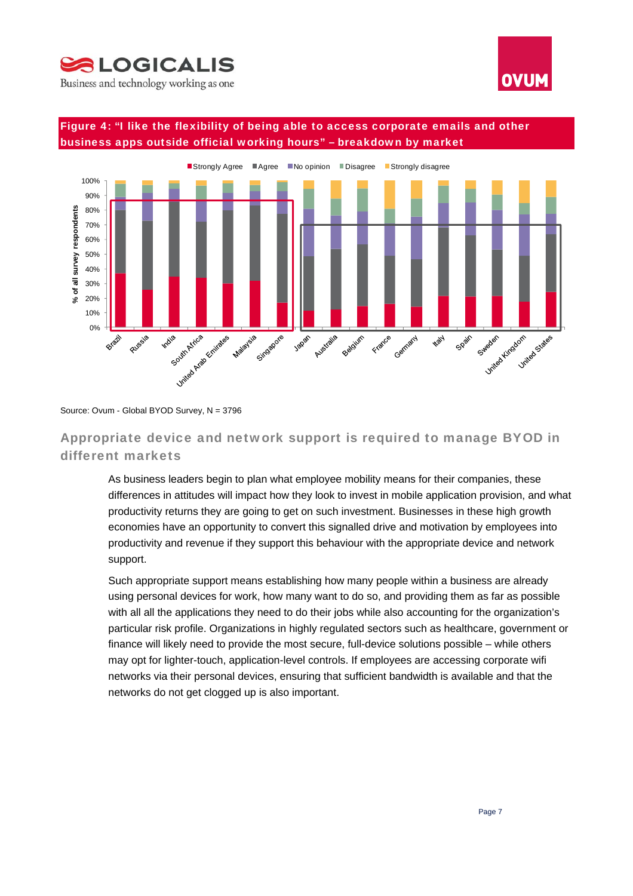**Figure 4: "I like the flexibility of being able to access corporate emails and other business apps outside official working hours" – breakdown by market**

Strongly Agree
Agree
No opinion
Disagree
Strongly disagree

% of all survey respondents

100%
90%
80%
70%
60%
50%
40%
30%
20%
10%
0%

Brazil
Russia
India
South Africa
United Arab Emirates
Malaysia
Singapore
Japan
Australia
Belgium
France
Germany
Italy
Spain
Sweden
United Kingdom
United States

Source: Ovum - Global BYOD Survey, N = 3796

## Appropriate device and network support is required to manage BYOD in different markets

As business leaders begin to plan what employee mobility means for their companies, these differences in attitudes will impact how they look to invest in mobile application provision, and what productivity returns they are going to get on such investment. Businesses in these high growth economies have an opportunity to convert this signalled drive and motivation by employees into productivity and revenue if they support this behaviour with the appropriate device and network support.

Such appropriate support means establishing how many people within a business are already using personal devices for work, how many want to do so, and providing them as far as possible with all all the applications they need to do their jobs while also accounting for the organization's particular risk profile. Organizations in highly regulated sectors such as healthcare, government or finance will likely need to provide the most secure, full-device solutions possible – while others may opt for lighter-touch, application-level controls. If employees are accessing corporate wifi networks via their personal devices, ensuring that sufficient bandwidth is available and that the networks do not get clogged up is also important.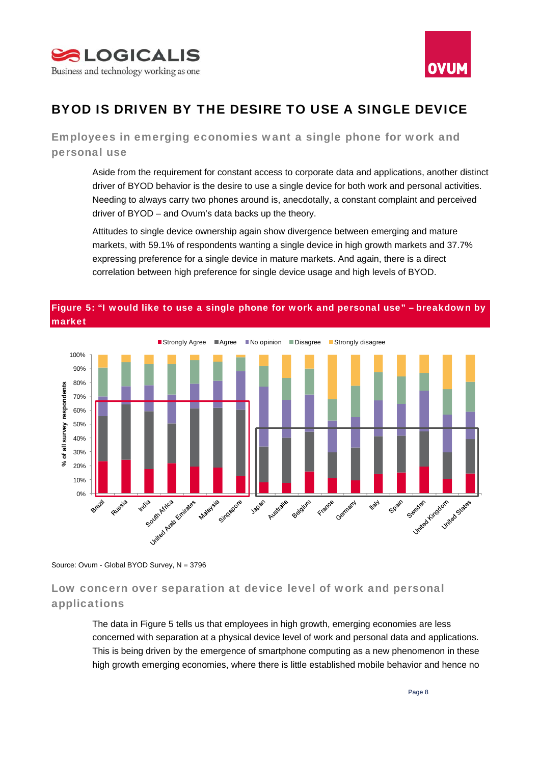## BYOD IS DRIVEN BY THE DESIRE TO USE A SINGLE DEVICE

### Employees in emerging economies want a single phone for work and personal use

Aside from the requirement for constant access to corporate data and applications, another distinct driver of BYOD behavior is the desire to use a single device for both work and personal activities. Needing to always carry two phones around is, anecdotally, a constant complaint and perceived driver of BYOD – and Ovum's data backs up the theory.

Attitudes to single device ownership again show divergence between emerging and mature markets, with 59.1% of respondents wanting a single device in high growth markets and 37.7% expressing preference for a single device in mature markets. And again, there is a direct correlation between high preference for single device usage and high levels of BYOD.

**Figure 5: "I would like to use a single phone for work and personal use" – breakdown by market**

Strongly Agree
Agree
No opinion
Disagree
Strongly disagree

% of all survey respondents

100%
90%
80%
70%
60%
50%
40%
30%
20%
10%
0%

Brazil
Russia
India
South Africa
United Arab Emirates
Malaysia
Singapore
Japan
Australia
Belgium
France
Germany
Italy
Spain
Sweden
United Kingdom
United States

Source: Ovum - Global BYOD Survey, N = 3796

### Low concern over separation at device level of work and personal applications

The data in Figure 5 tells us that employees in high growth, emerging economies are less concerned with separation at a physical device level of work and personal data and applications. This is being driven by the emergence of smartphone computing as a new phenomenon in these high growth emerging economies, where there is little established mobile behavior and hence no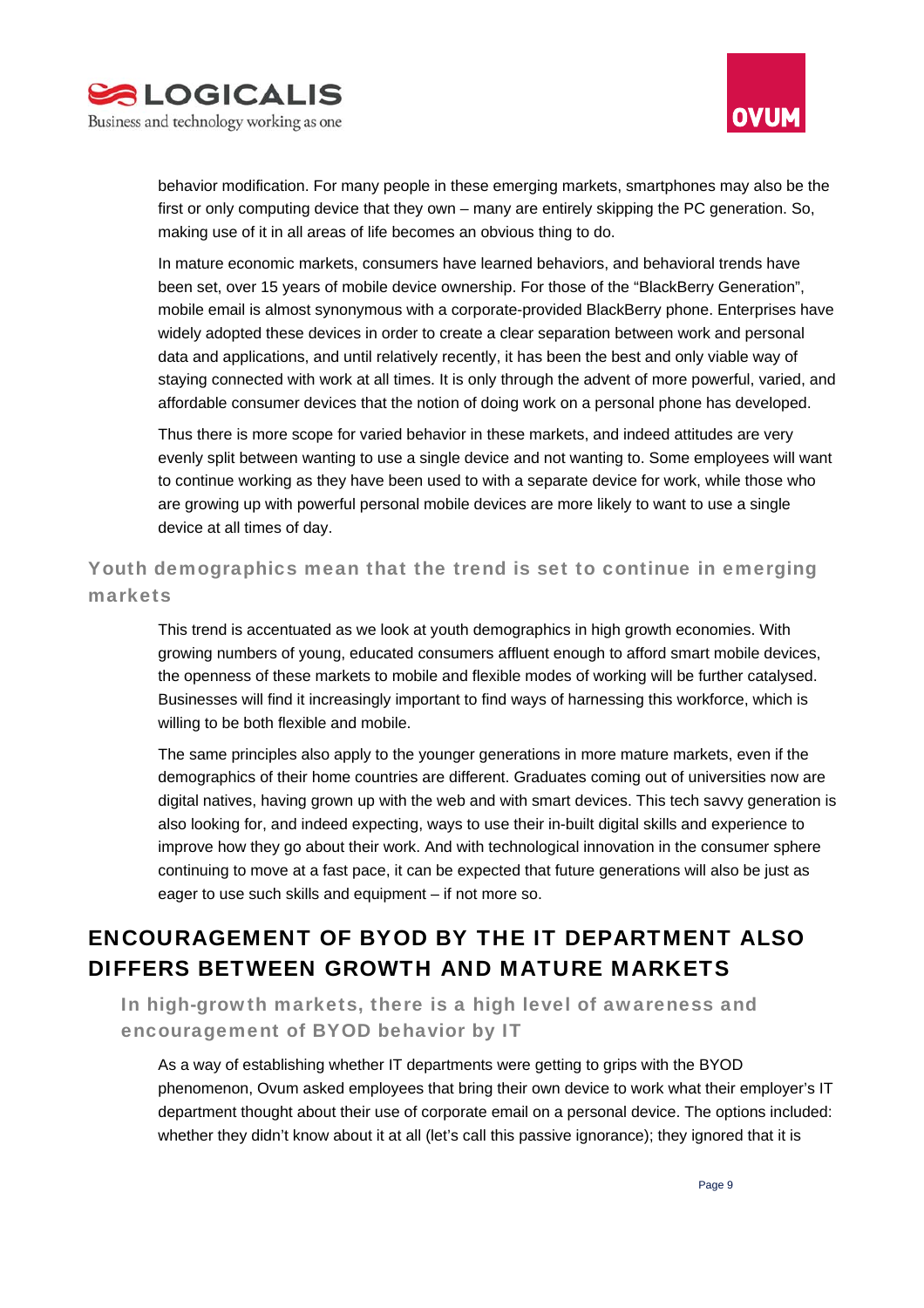behavior modification. For many people in these emerging markets, smartphones may also be the first or only computing device that they own – many are entirely skipping the PC generation. So, making use of it in all areas of life becomes an obvious thing to do.

In mature economic markets, consumers have learned behaviors, and behavioral trends have been set, over 15 years of mobile device ownership. For those of the "BlackBerry Generation", mobile email is almost synonymous with a corporate-provided BlackBerry phone. Enterprises have widely adopted these devices in order to create a clear separation between work and personal data and applications, and until relatively recently, it has been the best and only viable way of staying connected with work at all times. It is only through the advent of more powerful, varied, and affordable consumer devices that the notion of doing work on a personal phone has developed.

Thus there is more scope for varied behavior in these markets, and indeed attitudes are very evenly split between wanting to use a single device and not wanting to. Some employees will want to continue working as they have been used to with a separate device for work, while those who are growing up with powerful personal mobile devices are more likely to want to use a single device at all times of day.

### Youth demographics mean that the trend is set to continue in emerging markets

This trend is accentuated as we look at youth demographics in high growth economies. With growing numbers of young, educated consumers affluent enough to afford smart mobile devices, the openness of these markets to mobile and flexible modes of working will be further catalysed. Businesses will find it increasingly important to find ways of harnessing this workforce, which is willing to be both flexible and mobile.

The same principles also apply to the younger generations in more mature markets, even if the demographics of their home countries are different. Graduates coming out of universities now are digital natives, having grown up with the web and with smart devices. This tech savvy generation is also looking for, and indeed expecting, ways to use their in-built digital skills and experience to improve how they go about their work. And with technological innovation in the consumer sphere continuing to move at a fast pace, it can be expected that future generations will also be just as eager to use such skills and equipment – if not more so.

## ENCOURAGEMENT OF BYOD BY THE IT DEPARTMENT ALSO DIFFERS BETWEEN GROWTH AND MATURE MARKETS

### In high-growth markets, there is a high level of awareness and encouragement of BYOD behavior by IT

As a way of establishing whether IT departments were getting to grips with the BYOD phenomenon, Ovum asked employees that bring their own device to work what their employer's IT department thought about their use of corporate email on a personal device. The options included: whether they didn't know about it at all (let's call this passive ignorance); they ignored that it is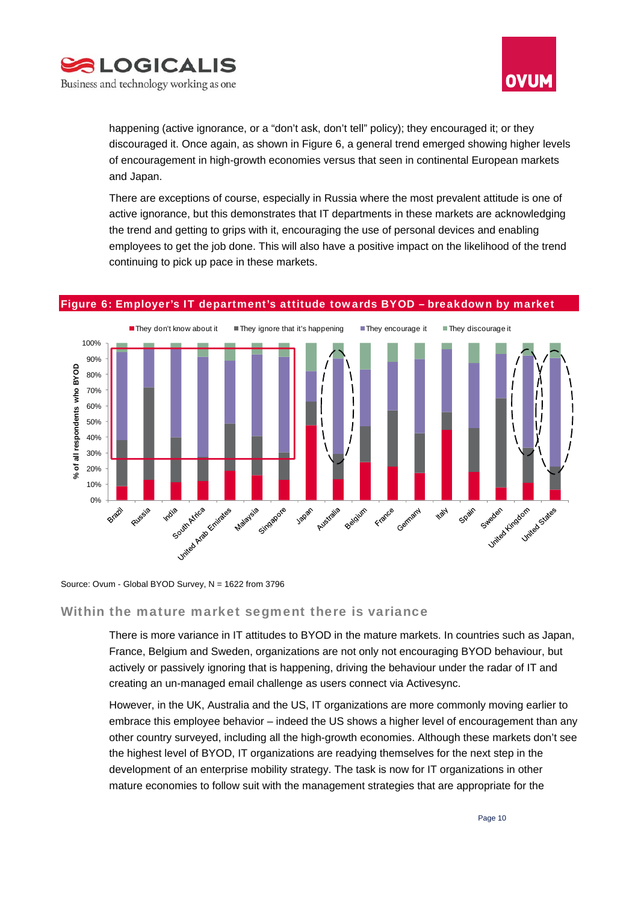happening (active ignorance, or a "don't ask, don't tell" policy); they encouraged it; or they discouraged it. Once again, as shown in Figure 6, a general trend emerged showing higher levels of encouragement in high-growth economies versus that seen in continental European markets and Japan.

There are exceptions of course, especially in Russia where the most prevalent attitude is one of active ignorance, but this demonstrates that IT departments in these markets are acknowledging the trend and getting to grips with it, encouraging the use of personal devices and enabling employees to get the job done. This will also have a positive impact on the likelihood of the trend continuing to pick up pace in these markets.

**Figure 6: Employer's IT department's attitude towards BYOD – breakdown by market**

They don't know about it
They ignore that it's happening
They encourage it
They discourage it

% of all respondents who BYOD

100%
90%
80%
70%
60%
50%
40%
30%
20%
10%
0%

Brazil
Russia
India
South Africa
United Arab Emirates
Malaysia
Singapore
Japan
Australia
Belgium
France
Germany
Italy
Spain
Sweden
United Kingdom
United States

Source: Ovum - Global BYOD Survey, N = 1622 from 3796

## Within the mature market segment there is variance

There is more variance in IT attitudes to BYOD in the mature markets. In countries such as Japan, France, Belgium and Sweden, organizations are not only not encouraging BYOD behaviour, but actively or passively ignoring that is happening, driving the behaviour under the radar of IT and creating an un-managed email challenge as users connect via Activesync.

However, in the UK, Australia and the US, IT organizations are more commonly moving earlier to embrace this employee behavior – indeed the US shows a higher level of encouragement than any other country surveyed, including all the high-growth economies. Although these markets don't see the highest level of BYOD, IT organizations are readying themselves for the next step in the development of an enterprise mobility strategy. The task is now for IT organizations in other mature economies to follow suit with the management strategies that are appropriate for the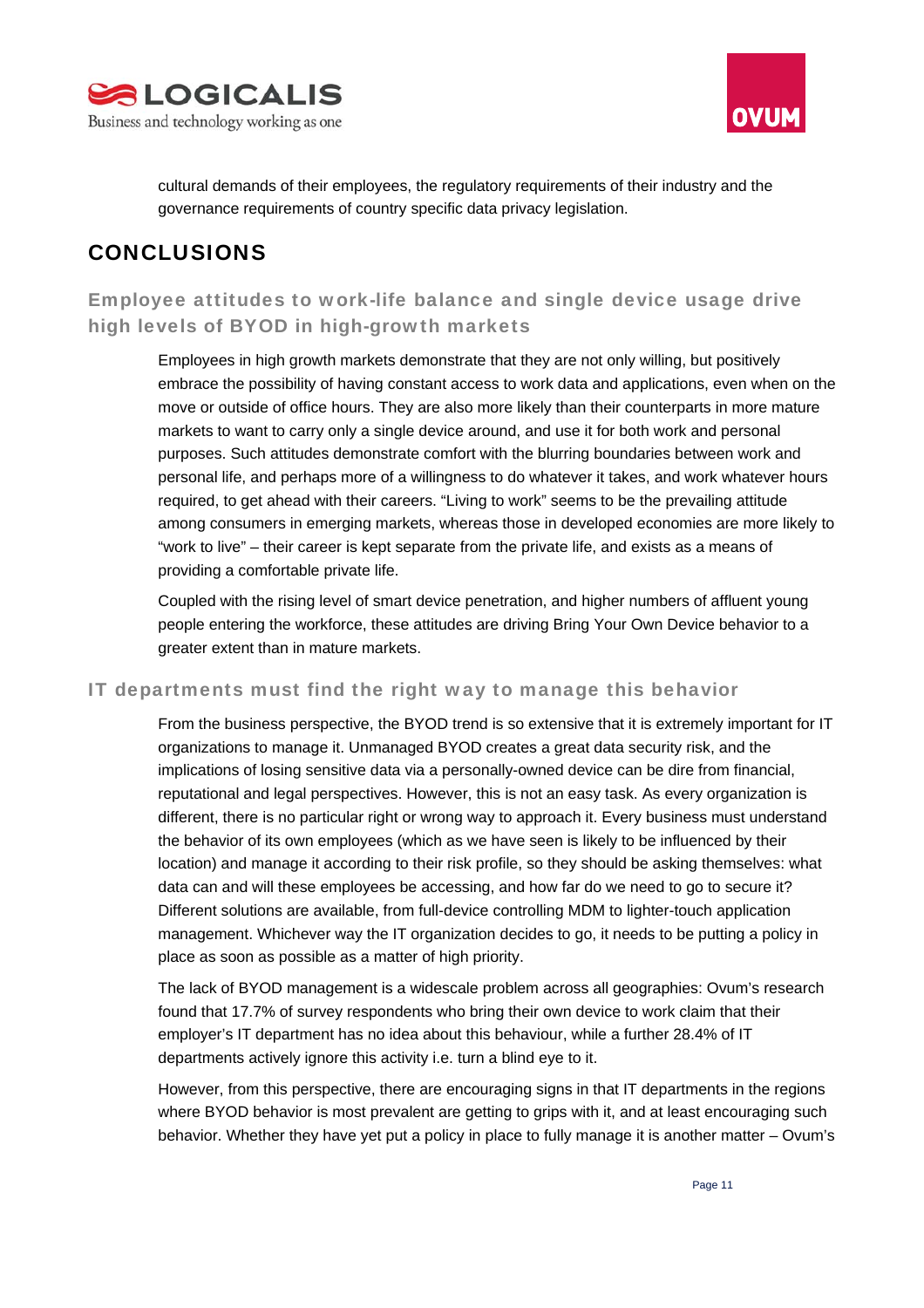cultural demands of their employees, the regulatory requirements of their industry and the governance requirements of country specific data privacy legislation.

# CONCLUSIONS

## Employee attitudes to work-life balance and single device usage drive high levels of BYOD in high-growth markets

Employees in high growth markets demonstrate that they are not only willing, but positively embrace the possibility of having constant access to work data and applications, even when on the move or outside of office hours. They are also more likely than their counterparts in more mature markets to want to carry only a single device around, and use it for both work and personal purposes. Such attitudes demonstrate comfort with the blurring boundaries between work and personal life, and perhaps more of a willingness to do whatever it takes, and work whatever hours required, to get ahead with their careers. "Living to work" seems to be the prevailing attitude among consumers in emerging markets, whereas those in developed economies are more likely to "work to live" – their career is kept separate from the private life, and exists as a means of providing a comfortable private life.

Coupled with the rising level of smart device penetration, and higher numbers of affluent young people entering the workforce, these attitudes are driving Bring Your Own Device behavior to a greater extent than in mature markets.

## IT departments must find the right way to manage this behavior

From the business perspective, the BYOD trend is so extensive that it is extremely important for IT organizations to manage it. Unmanaged BYOD creates a great data security risk, and the implications of losing sensitive data via a personally-owned device can be dire from financial, reputational and legal perspectives. However, this is not an easy task. As every organization is different, there is no particular right or wrong way to approach it. Every business must understand the behavior of its own employees (which as we have seen is likely to be influenced by their location) and manage it according to their risk profile, so they should be asking themselves: what data can and will these employees be accessing, and how far do we need to go to secure it? Different solutions are available, from full-device controlling MDM to lighter-touch application management. Whichever way the IT organization decides to go, it needs to be putting a policy in place as soon as possible as a matter of high priority.

The lack of BYOD management is a widescale problem across all geographies: Ovum's research found that 17.7% of survey respondents who bring their own device to work claim that their employer's IT department has no idea about this behaviour, while a further 28.4% of IT departments actively ignore this activity i.e. turn a blind eye to it.

However, from this perspective, there are encouraging signs in that IT departments in the regions where BYOD behavior is most prevalent are getting to grips with it, and at least encouraging such behavior. Whether they have yet put a policy in place to fully manage it is another matter – Ovum's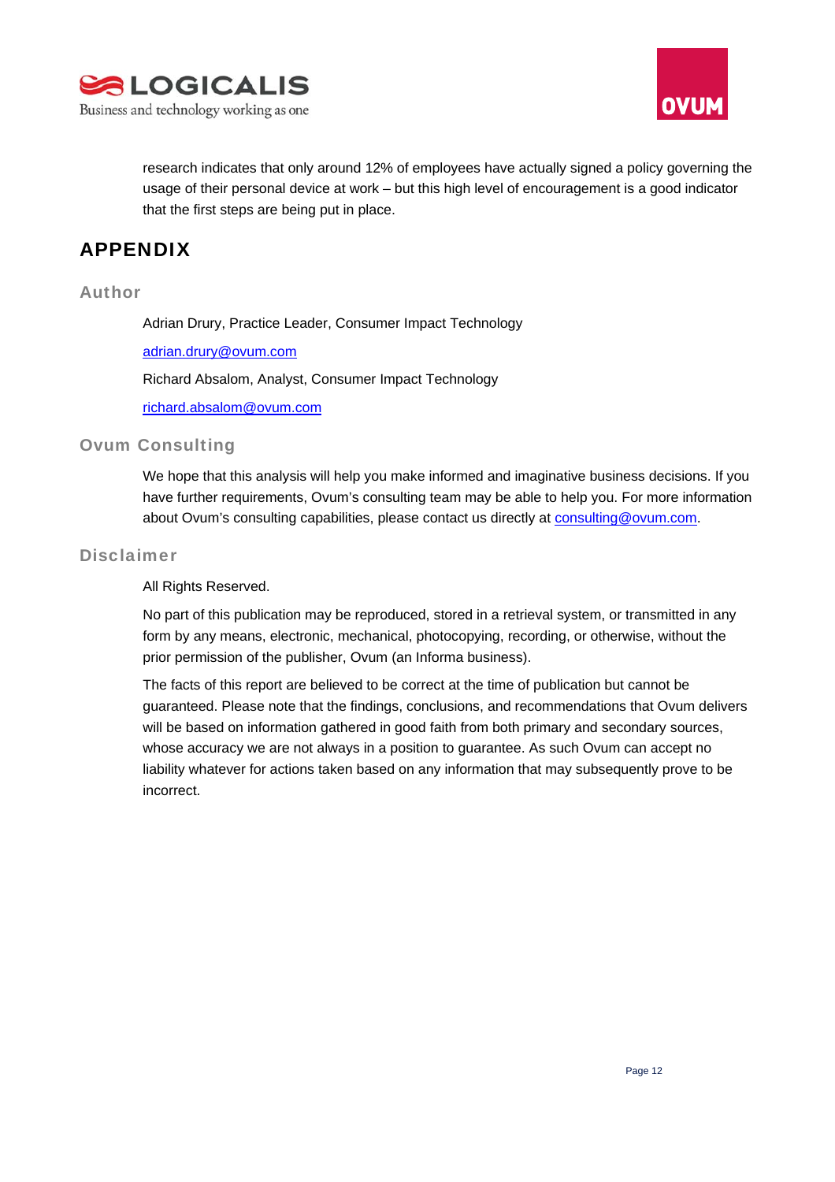research indicates that only around 12% of employees have actually signed a policy governing the usage of their personal device at work – but this high level of encouragement is a good indicator that the first steps are being put in place.

# APPENDIX

## Author

Adrian Drury, Practice Leader, Consumer Impact Technology

adrian.drury@ovum.com

Richard Absalom, Analyst, Consumer Impact Technology

richard.absalom@ovum.com

## Ovum Consulting

We hope that this analysis will help you make informed and imaginative business decisions. If you have further requirements, Ovum's consulting team may be able to help you. For more information about Ovum's consulting capabilities, please contact us directly at consulting@ovum.com.

## Disclaimer

All Rights Reserved.

No part of this publication may be reproduced, stored in a retrieval system, or transmitted in any form by any means, electronic, mechanical, photocopying, recording, or otherwise, without the prior permission of the publisher, Ovum (an Informa business).

The facts of this report are believed to be correct at the time of publication but cannot be guaranteed. Please note that the findings, conclusions, and recommendations that Ovum delivers will be based on information gathered in good faith from both primary and secondary sources, whose accuracy we are not always in a position to guarantee. As such Ovum can accept no liability whatever for actions taken based on any information that may subsequently prove to be incorrect.